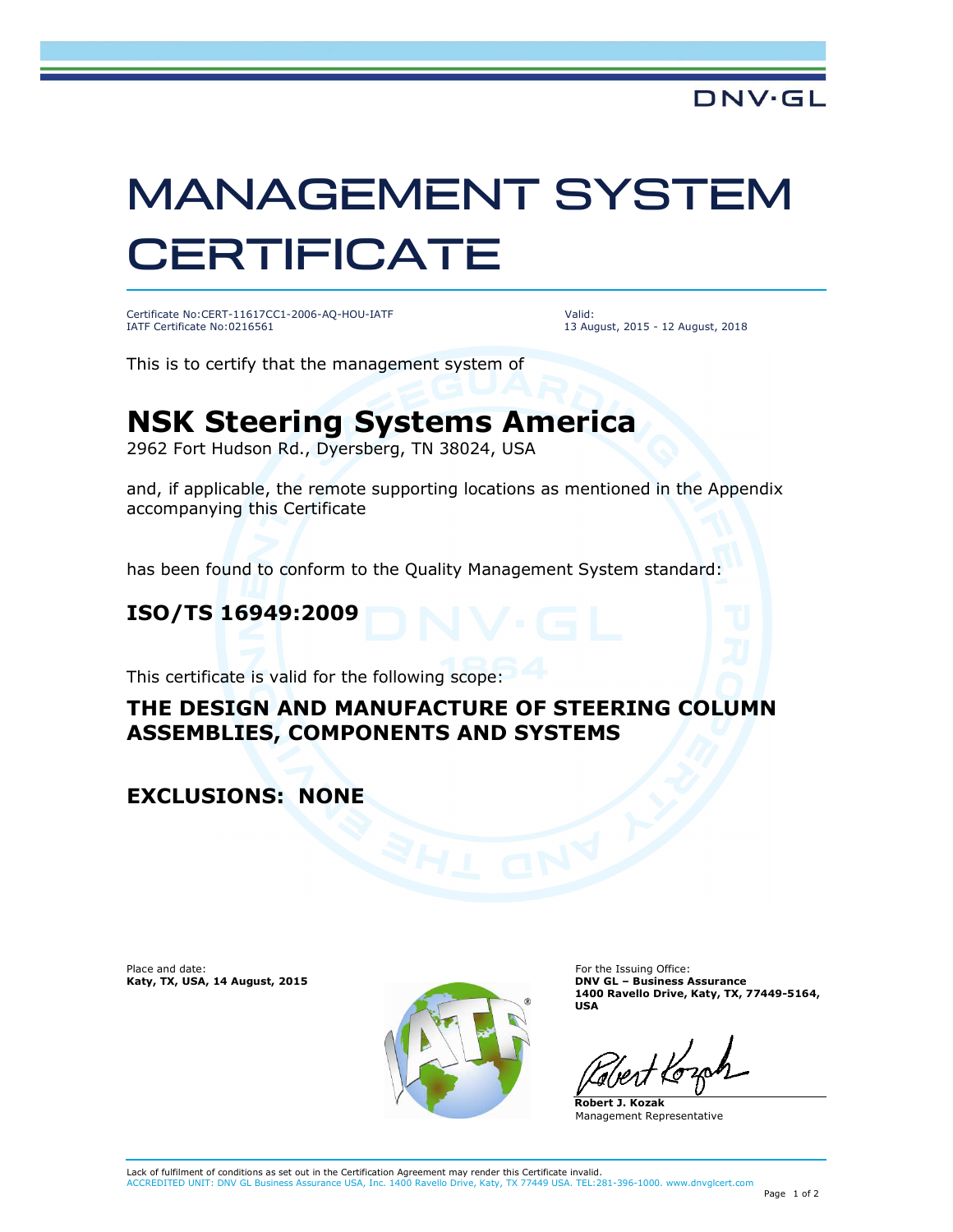DNV·GL

# MANAGEMENT SYSTEM CERTIFICATE

Certificate No:CERT-11617CC1-2006-AQ-HOU-IATF
IATF Certificate No:0216561

Valid:
13 August, 2015 - 12 August, 2018

This is to certify that the management system of

## NSK Steering Systems America

2962 Fort Hudson Rd., Dyersberg, TN 38024, USA

and, if applicable, the remote supporting locations as mentioned in the Appendix accompanying this Certificate

has been found to conform to the Quality Management System standard:

## ISO/TS 16949:2009

This certificate is valid for the following scope:

### THE DESIGN AND MANUFACTURE OF STEERING COLUMN ASSEMBLIES, COMPONENTS AND SYSTEMS

### EXCLUSIONS: NONE

Place and date:
**Katy, TX, USA, 14 August, 2015**

For the Issuing Office:
**DNV GL – Business Assurance**
**1400 Ravello Drive, Katy, TX, 77449-5164, USA**

**Robert J. Kozak**
Management Representative

Lack of fulfilment of conditions as set out in the Certification Agreement may render this Certificate invalid.
ACCREDITED UNIT: DNV GL Business Assurance USA, Inc. 1400 Ravello Drive, Katy, TX 77449 USA. TEL:281-396-1000. www.dnvglcert.com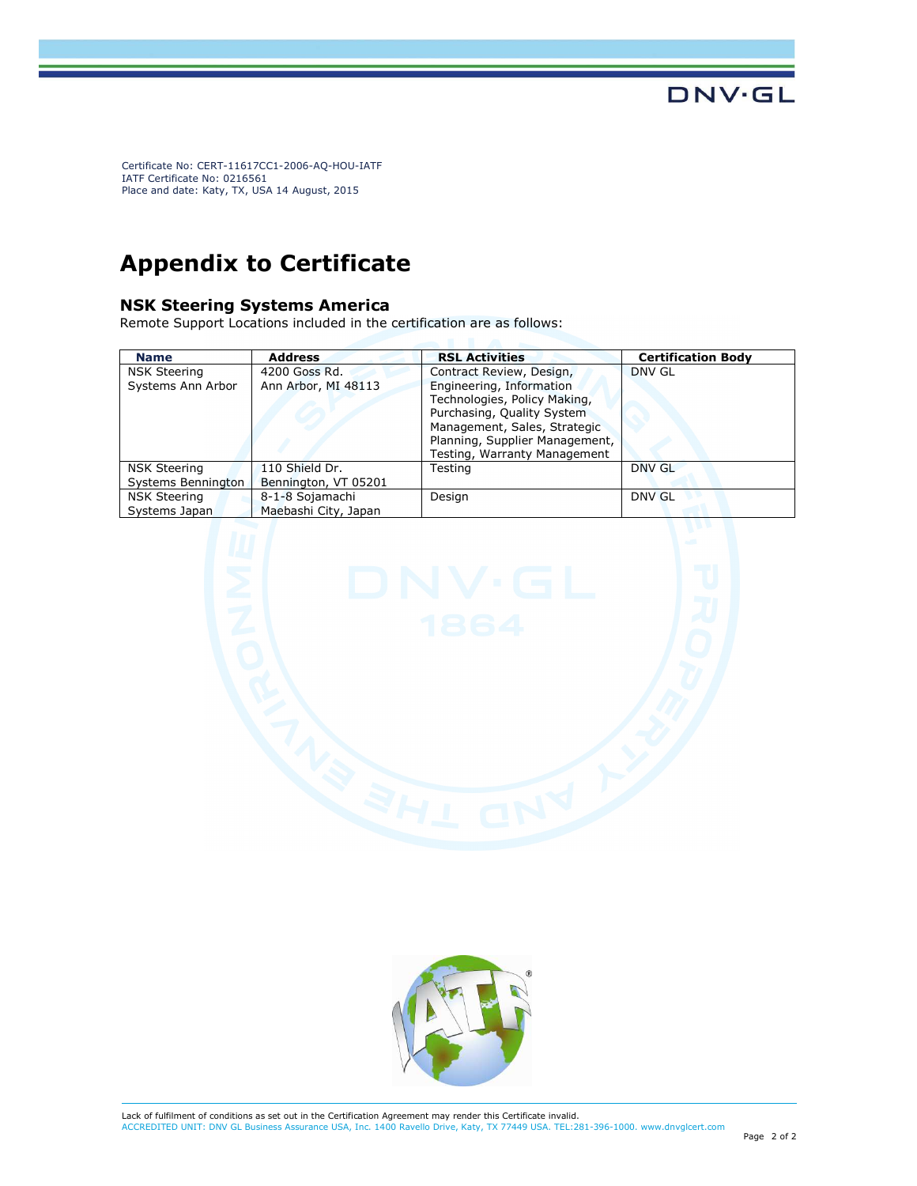Certificate No: CERT-11617CC1-2006-AQ-HOU-IATF
IATF Certificate No: 0216561
Place and date: Katy, TX, USA 14 August, 2015

# Appendix to Certificate

## NSK Steering Systems America

Remote Support Locations included in the certification are as follows:

| Name | Address | RSL Activities | Certification Body |
|---|---|---|---|
| NSK Steering Systems Ann Arbor | 4200 Goss Rd. Ann Arbor, MI 48113 | Contract Review, Design, Engineering, Information Technologies, Policy Making, Purchasing, Quality System Management, Sales, Strategic Planning, Supplier Management, Testing, Warranty Management | DNV GL |
| NSK Steering Systems Bennington | 110 Shield Dr. Bennington, VT 05201 | Testing | DNV GL |
| NSK Steering Systems Japan | 8-1-8 Sojamachi Maebashi City, Japan | Design | DNV GL |

Lack of fulfilment of conditions as set out in the Certification Agreement may render this Certificate invalid.
ACCREDITED UNIT: DNV GL Business Assurance USA, Inc. 1400 Ravello Drive, Katy, TX 77449 USA. TEL:281-396-1000. www.dnvglcert.com